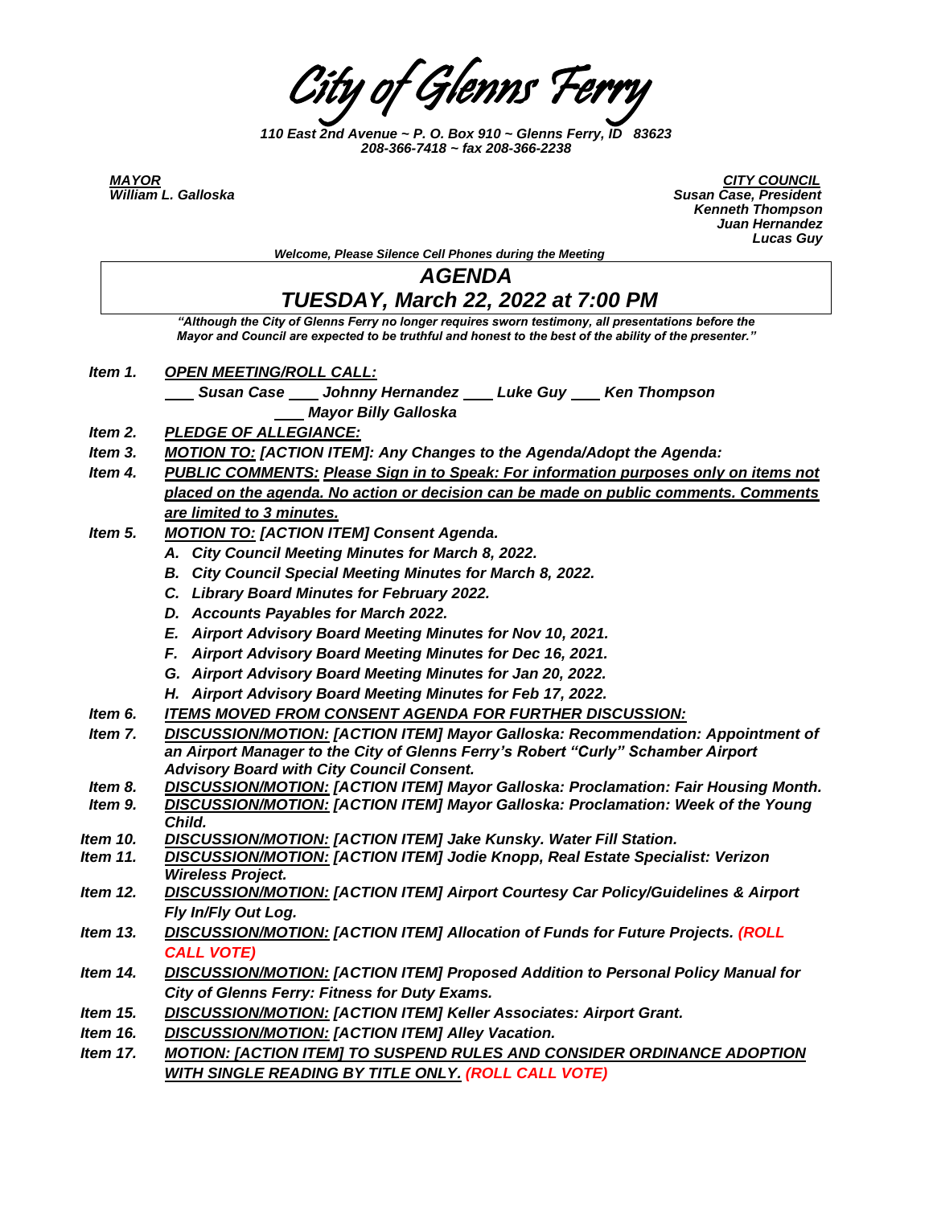# City of Glenns Ferry

*110 East 2nd Avenue ~ P. O. Box 910 ~ Glenns Ferry, ID 83623*
*208-366-7418 ~ fax 208-366-2238*

***MAYOR***
***William L. Galloska***

***CITY COUNCIL***
***Susan Case, President***
***Kenneth Thompson***
***Juan Hernandez***
***Lucas Guy***

*Welcome, Please Silence Cell Phones during the Meeting*

## *AGENDA*
## *TUESDAY, March 22, 2022 at 7:00 PM*

*"Although the City of Glenns Ferry no longer requires sworn testimony, all presentations before the Mayor and Council are expected to be truthful and honest to the best of the ability of the presenter."*

***Item 1.*** ***OPEN MEETING/ROLL CALL:***
___ ***Susan Case*** ___ ***Johnny Hernandez*** ___ ***Luke Guy*** ___ ***Ken Thompson***
___ ***Mayor Billy Galloska***

***Item 2.*** ***PLEDGE OF ALLEGIANCE:***

***Item 3.*** ***MOTION TO: [ACTION ITEM]: Any Changes to the Agenda/Adopt the Agenda:***

***Item 4.*** ***PUBLIC COMMENTS: Please Sign in to Speak: For information purposes only on items not placed on the agenda. No action or decision can be made on public comments. Comments are limited to 3 minutes.***

***Item 5.*** ***MOTION TO: [ACTION ITEM] Consent Agenda.***
- ***A. City Council Meeting Minutes for March 8, 2022.***
- ***B. City Council Special Meeting Minutes for March 8, 2022.***
- ***C. Library Board Minutes for February 2022.***
- ***D. Accounts Payables for March 2022.***
- ***E. Airport Advisory Board Meeting Minutes for Nov 10, 2021.***
- ***F. Airport Advisory Board Meeting Minutes for Dec 16, 2021.***
- ***G. Airport Advisory Board Meeting Minutes for Jan 20, 2022.***
- ***H. Airport Advisory Board Meeting Minutes for Feb 17, 2022.***

***Item 6.*** ***ITEMS MOVED FROM CONSENT AGENDA FOR FURTHER DISCUSSION:***

***Item 7.*** ***DISCUSSION/MOTION: [ACTION ITEM] Mayor Galloska: Recommendation: Appointment of an Airport Manager to the City of Glenns Ferry's Robert "Curly" Schamber Airport Advisory Board with City Council Consent.***

***Item 8.*** ***DISCUSSION/MOTION: [ACTION ITEM] Mayor Galloska: Proclamation: Fair Housing Month.***

***Item 9.*** ***DISCUSSION/MOTION: [ACTION ITEM] Mayor Galloska: Proclamation: Week of the Young Child.***

***Item 10.*** ***DISCUSSION/MOTION: [ACTION ITEM] Jake Kunsky. Water Fill Station.***

***Item 11.*** ***DISCUSSION/MOTION: [ACTION ITEM] Jodie Knopp, Real Estate Specialist: Verizon Wireless Project.***

***Item 12.*** ***DISCUSSION/MOTION: [ACTION ITEM] Airport Courtesy Car Policy/Guidelines & Airport Fly In/Fly Out Log.***

***Item 13.*** ***DISCUSSION/MOTION: [ACTION ITEM] Allocation of Funds for Future Projects. (ROLL CALL VOTE)***

***Item 14.*** ***DISCUSSION/MOTION: [ACTION ITEM] Proposed Addition to Personal Policy Manual for City of Glenns Ferry: Fitness for Duty Exams.***

***Item 15.*** ***DISCUSSION/MOTION: [ACTION ITEM] Keller Associates: Airport Grant.***

***Item 16.*** ***DISCUSSION/MOTION: [ACTION ITEM] Alley Vacation.***

***Item 17.*** ***MOTION: [ACTION ITEM] TO SUSPEND RULES AND CONSIDER ORDINANCE ADOPTION WITH SINGLE READING BY TITLE ONLY. (ROLL CALL VOTE)***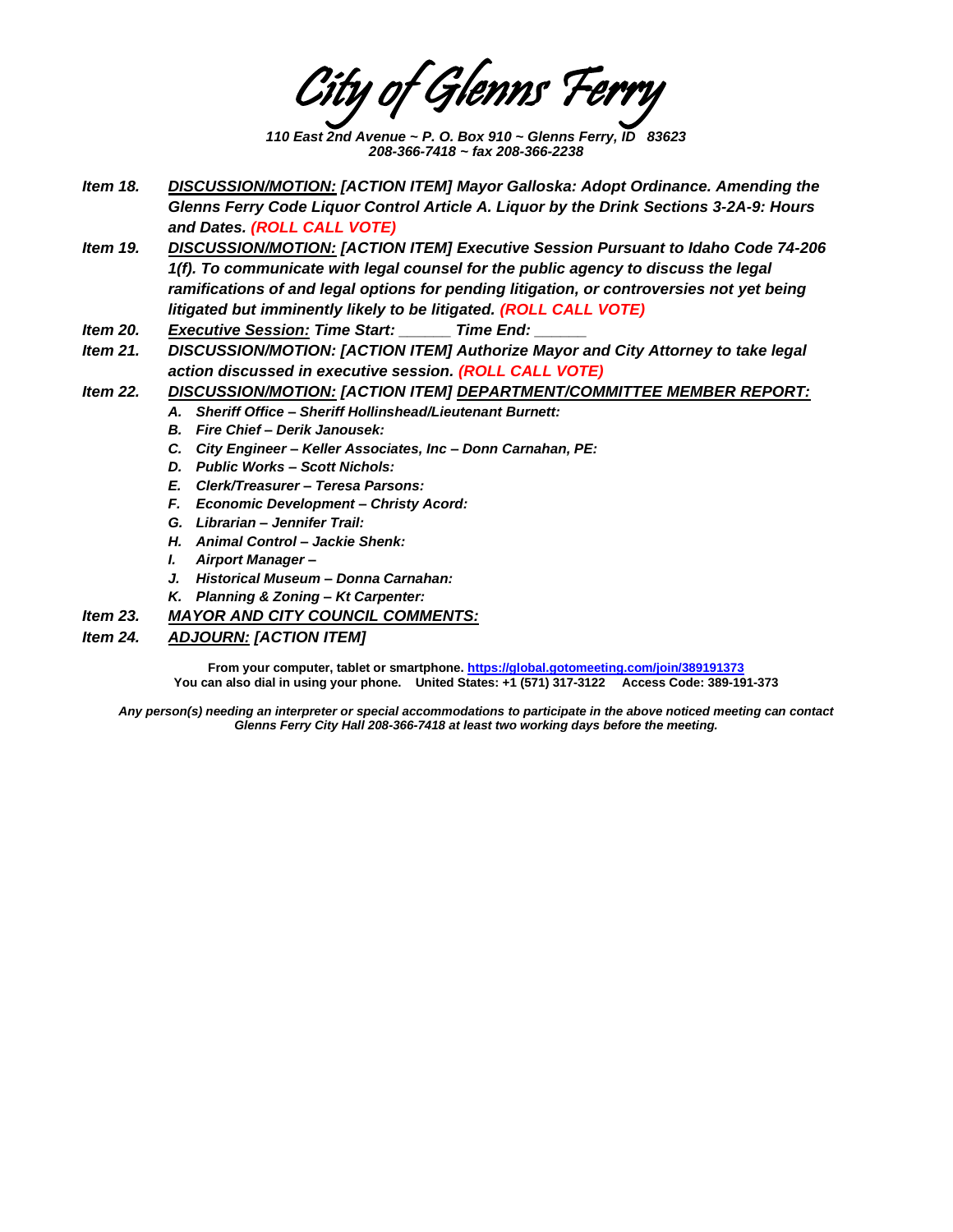# City of Glenns Ferry

*110 East 2nd Avenue ~ P. O. Box 910 ~ Glenns Ferry, ID 83623*
*208-366-7418 ~ fax 208-366-2238*

***Item 18.*** ***DISCUSSION/MOTION:*** ***[ACTION ITEM] Mayor Galloska: Adopt Ordinance. Amending the Glenns Ferry Code Liquor Control Article A. Liquor by the Drink Sections 3-2A-9: Hours and Dates. (ROLL CALL VOTE)***

***Item 19.*** ***DISCUSSION/MOTION:*** ***[ACTION ITEM] Executive Session Pursuant to Idaho Code 74-206 1(f). To communicate with legal counsel for the public agency to discuss the legal ramifications of and legal options for pending litigation, or controversies not yet being litigated but imminently likely to be litigated. (ROLL CALL VOTE)***

***Item 20.*** ***Executive Session:*** ***Time Start: ______ Time End: ______***

***Item 21.*** ***DISCUSSION/MOTION: [ACTION ITEM] Authorize Mayor and City Attorney to take legal action discussed in executive session. (ROLL CALL VOTE)***

***Item 22.*** ***DISCUSSION/MOTION:*** ***[ACTION ITEM]*** ***DEPARTMENT/COMMITTEE MEMBER REPORT:***

- ***A. Sheriff Office – Sheriff Hollinshead/Lieutenant Burnett:***
- ***B. Fire Chief – Derik Janousek:***
- ***C. City Engineer – Keller Associates, Inc – Donn Carnahan, PE:***
- ***D. Public Works – Scott Nichols:***
- ***E. Clerk/Treasurer – Teresa Parsons:***
- ***F. Economic Development – Christy Acord:***
- ***G. Librarian – Jennifer Trail:***
- ***H. Animal Control – Jackie Shenk:***
- ***I. Airport Manager –***
- ***J. Historical Museum – Donna Carnahan:***
- ***K. Planning & Zoning – Kt Carpenter:***

***Item 23.*** ***MAYOR AND CITY COUNCIL COMMENTS:***

***Item 24.*** ***ADJOURN:*** ***[ACTION ITEM]***

**From your computer, tablet or smartphone. https://global.gotomeeting.com/join/389191373**
**You can also dial in using your phone. United States: +1 (571) 317-3122 Access Code: 389-191-373**

***Any person(s) needing an interpreter or special accommodations to participate in the above noticed meeting can contact Glenns Ferry City Hall 208-366-7418 at least two working days before the meeting.***